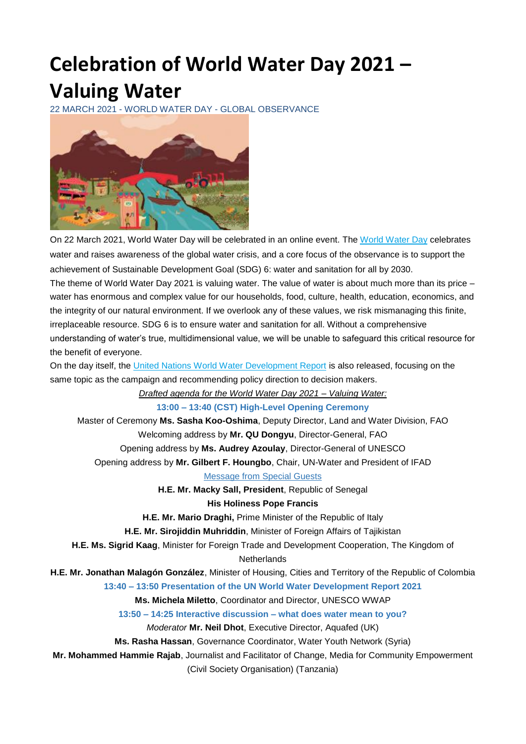# Celebration of World Water Day 2021 – Valuing Water

22 MARCH 2021 - WORLD WATER DAY - GLOBAL OBSERVANCE

On 22 March 2021, World Water Day will be celebrated in an online event. The World Water Day celebrates water and raises awareness of the global water crisis, and a core focus of the observance is to support the achievement of Sustainable Development Goal (SDG) 6: water and sanitation for all by 2030.

The theme of World Water Day 2021 is valuing water. The value of water is about much more than its price – water has enormous and complex value for our households, food, culture, health, education, economics, and the integrity of our natural environment. If we overlook any of these values, we risk mismanaging this finite, irreplaceable resource. SDG 6 is to ensure water and sanitation for all. Without a comprehensive understanding of water's true, multidimensional value, we will be unable to safeguard this critical resource for the benefit of everyone.

On the day itself, the United Nations World Water Development Report is also released, focusing on the same topic as the campaign and recommending policy direction to decision makers.

*Drafted agenda for the World Water Day 2021 – Valuing Water:*

**13:00 – 13:40 (CST) High-Level Opening Ceremony**

Master of Ceremony **Ms. Sasha Koo-Oshima**, Deputy Director, Land and Water Division, FAO

Welcoming address by **Mr. QU Dongyu**, Director-General, FAO

Opening address by **Ms. Audrey Azoulay**, Director-General of UNESCO

Opening address by **Mr. Gilbert F. Houngbo**, Chair, UN-Water and President of IFAD

Message from Special Guests

**H.E. Mr. Macky Sall, President**, Republic of Senegal

**His Holiness Pope Francis**

**H.E. Mr. Mario Draghi,** Prime Minister of the Republic of Italy

**H.E. Mr. Sirojiddin Muhriddin**, Minister of Foreign Affairs of Tajikistan

**H.E. Ms. Sigrid Kaag**, Minister for Foreign Trade and Development Cooperation, The Kingdom of Netherlands

**H.E. Mr. Jonathan Malagón González**, Minister of Housing, Cities and Territory of the Republic of Colombia

**13:40 – 13:50 Presentation of the UN World Water Development Report 2021**

**Ms. Michela Miletto**, Coordinator and Director, UNESCO WWAP

**13:50 – 14:25 Interactive discussion – what does water mean to you?**

*Moderator* **Mr. Neil Dhot**, Executive Director, Aquafed (UK)

**Ms. Rasha Hassan**, Governance Coordinator, Water Youth Network (Syria)

**Mr. Mohammed Hammie Rajab**, Journalist and Facilitator of Change, Media for Community Empowerment (Civil Society Organisation) (Tanzania)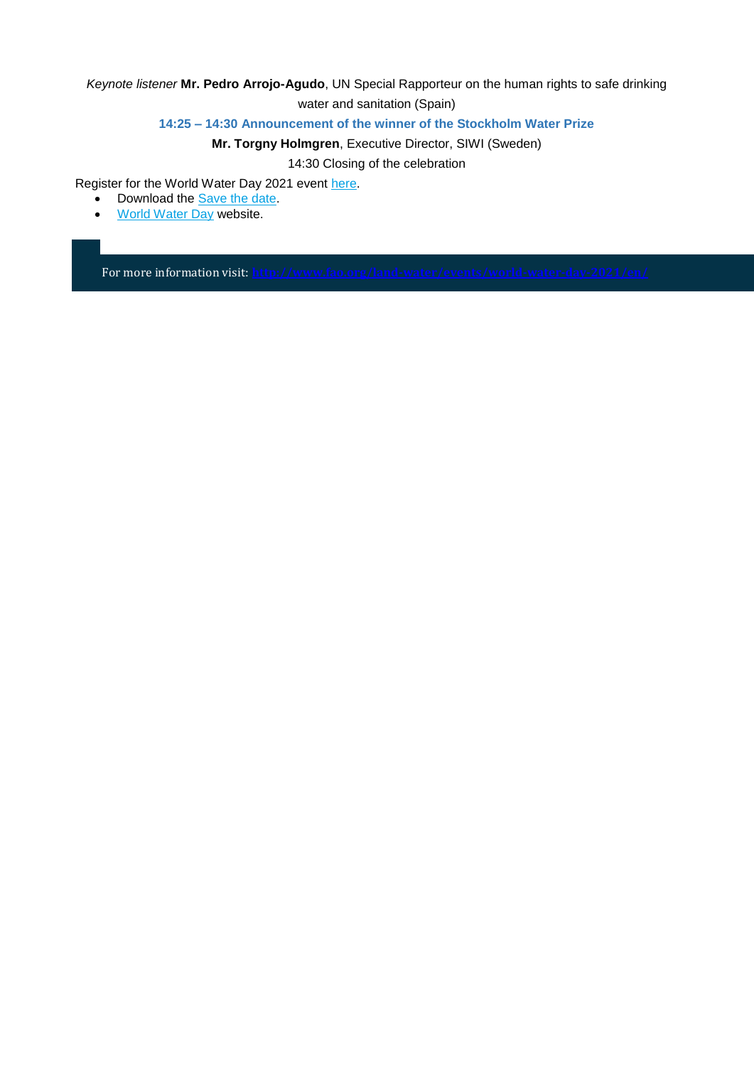*Keynote listener* **Mr. Pedro Arrojo-Agudo**, UN Special Rapporteur on the human rights to safe drinking water and sanitation (Spain)

**14:25 – 14:30 Announcement of the winner of the Stockholm Water Prize**

**Mr. Torgny Holmgren**, Executive Director, SIWI (Sweden)

14:30 Closing of the celebration

Register for the World Water Day 2021 event here.

- Download the Save the date.
- World Water Day website.

For more information visit: http://www.fao.org/land-water/events/world-water-day-2021/en/